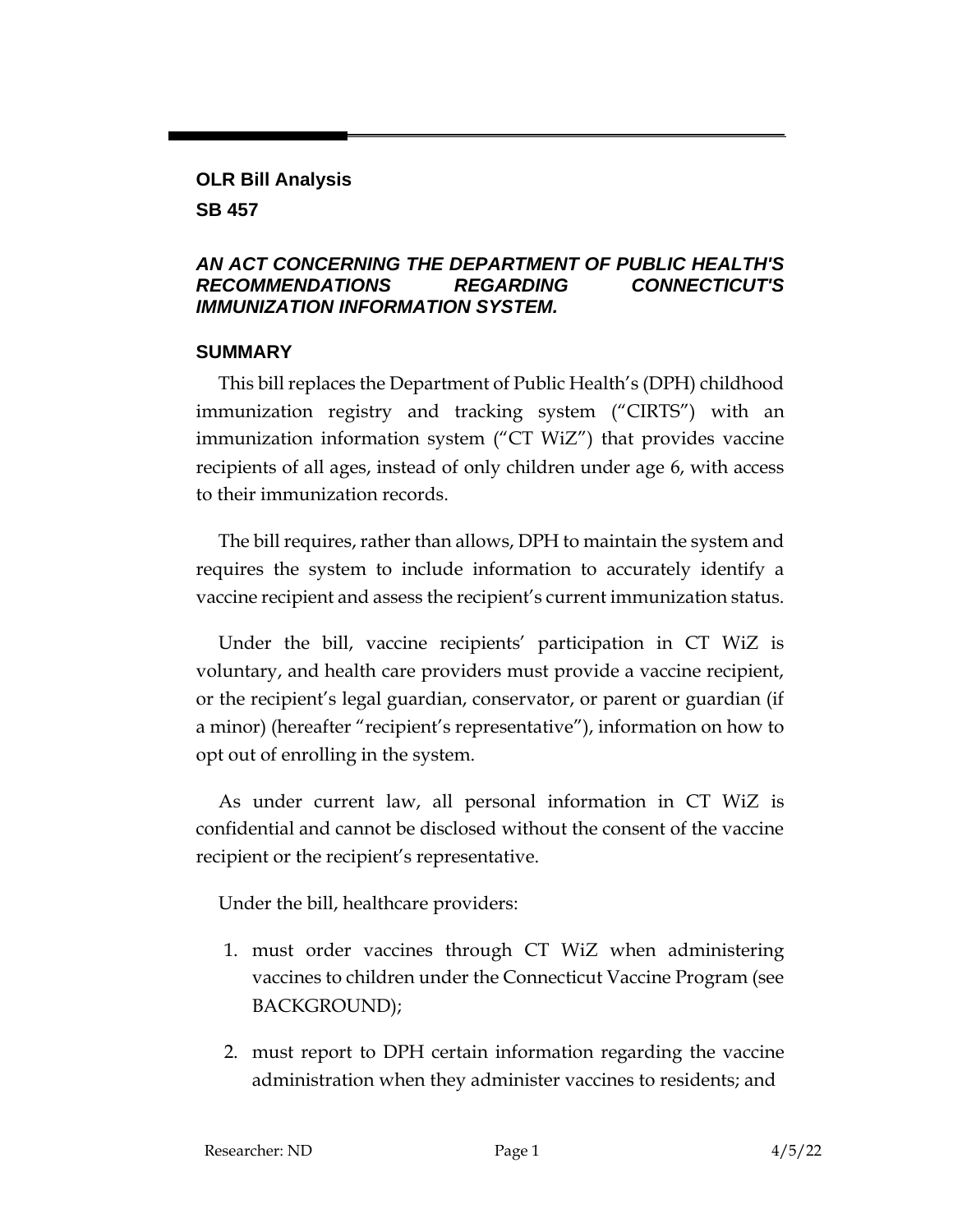**OLR Bill Analysis**

**SB 457**

***AN ACT CONCERNING THE DEPARTMENT OF PUBLIC HEALTH'S RECOMMENDATIONS REGARDING CONNECTICUT'S IMMUNIZATION INFORMATION SYSTEM.***

## SUMMARY

This bill replaces the Department of Public Health's (DPH) childhood immunization registry and tracking system ("CIRTS") with an immunization information system ("CT WiZ") that provides vaccine recipients of all ages, instead of only children under age 6, with access to their immunization records.

The bill requires, rather than allows, DPH to maintain the system and requires the system to include information to accurately identify a vaccine recipient and assess the recipient's current immunization status.

Under the bill, vaccine recipients' participation in CT WiZ is voluntary, and health care providers must provide a vaccine recipient, or the recipient's legal guardian, conservator, or parent or guardian (if a minor) (hereafter "recipient's representative"), information on how to opt out of enrolling in the system.

As under current law, all personal information in CT WiZ is confidential and cannot be disclosed without the consent of the vaccine recipient or the recipient's representative.

Under the bill, healthcare providers:

1. must order vaccines through CT WiZ when administering vaccines to children under the Connecticut Vaccine Program (see BACKGROUND);
2. must report to DPH certain information regarding the vaccine administration when they administer vaccines to residents; and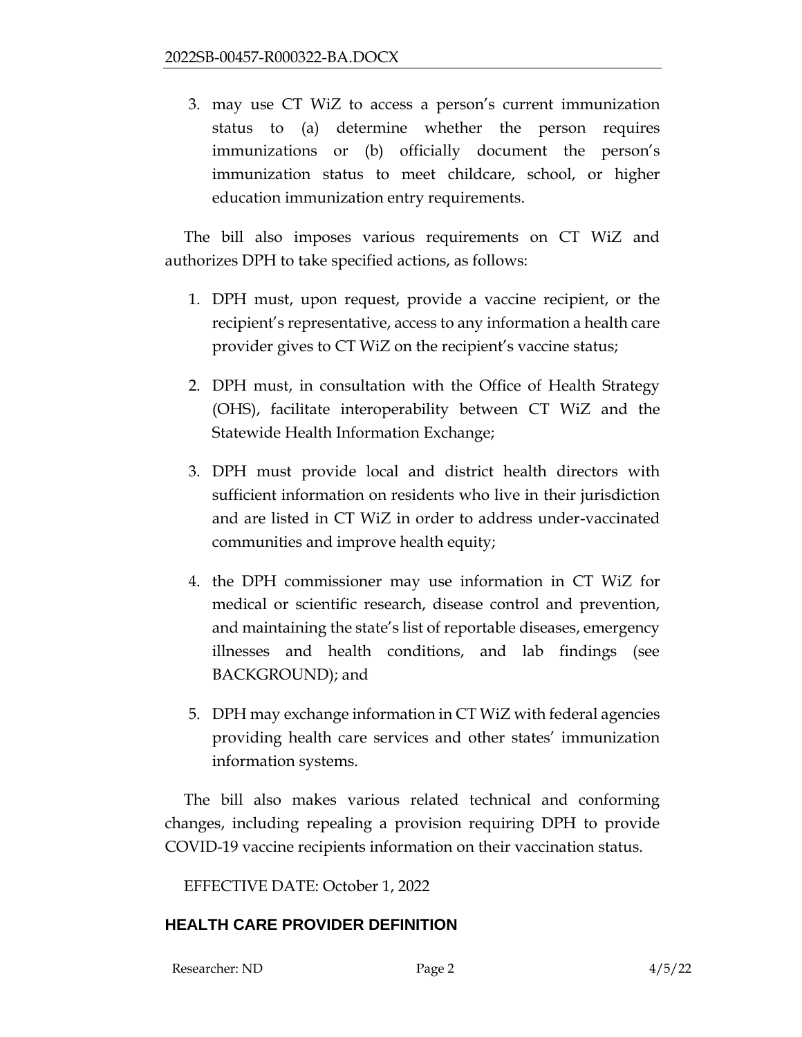3. may use CT WiZ to access a person's current immunization status to (a) determine whether the person requires immunizations or (b) officially document the person's immunization status to meet childcare, school, or higher education immunization entry requirements.

The bill also imposes various requirements on CT WiZ and authorizes DPH to take specified actions, as follows:

1. DPH must, upon request, provide a vaccine recipient, or the recipient's representative, access to any information a health care provider gives to CT WiZ on the recipient's vaccine status;
2. DPH must, in consultation with the Office of Health Strategy (OHS), facilitate interoperability between CT WiZ and the Statewide Health Information Exchange;
3. DPH must provide local and district health directors with sufficient information on residents who live in their jurisdiction and are listed in CT WiZ in order to address under-vaccinated communities and improve health equity;
4. the DPH commissioner may use information in CT WiZ for medical or scientific research, disease control and prevention, and maintaining the state's list of reportable diseases, emergency illnesses and health conditions, and lab findings (see BACKGROUND); and
5. DPH may exchange information in CT WiZ with federal agencies providing health care services and other states' immunization information systems.

The bill also makes various related technical and conforming changes, including repealing a provision requiring DPH to provide COVID-19 vaccine recipients information on their vaccination status.

EFFECTIVE DATE: October 1, 2022

## HEALTH CARE PROVIDER DEFINITION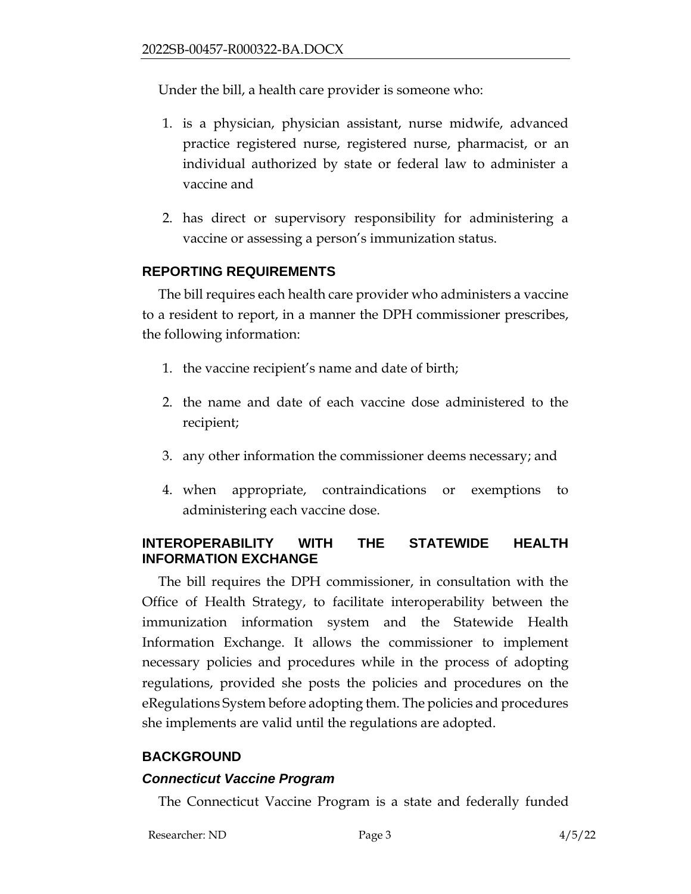Under the bill, a health care provider is someone who:

1. is a physician, physician assistant, nurse midwife, advanced practice registered nurse, registered nurse, pharmacist, or an individual authorized by state or federal law to administer a vaccine and
2. has direct or supervisory responsibility for administering a vaccine or assessing a person's immunization status.

## REPORTING REQUIREMENTS

The bill requires each health care provider who administers a vaccine to a resident to report, in a manner the DPH commissioner prescribes, the following information:

1. the vaccine recipient's name and date of birth;
2. the name and date of each vaccine dose administered to the recipient;
3. any other information the commissioner deems necessary; and
4. when appropriate, contraindications or exemptions to administering each vaccine dose.

## INTEROPERABILITY WITH THE STATEWIDE HEALTH INFORMATION EXCHANGE

The bill requires the DPH commissioner, in consultation with the Office of Health Strategy, to facilitate interoperability between the immunization information system and the Statewide Health Information Exchange. It allows the commissioner to implement necessary policies and procedures while in the process of adopting regulations, provided she posts the policies and procedures on the eRegulations System before adopting them. The policies and procedures she implements are valid until the regulations are adopted.

## BACKGROUND

### *Connecticut Vaccine Program*

The Connecticut Vaccine Program is a state and federally funded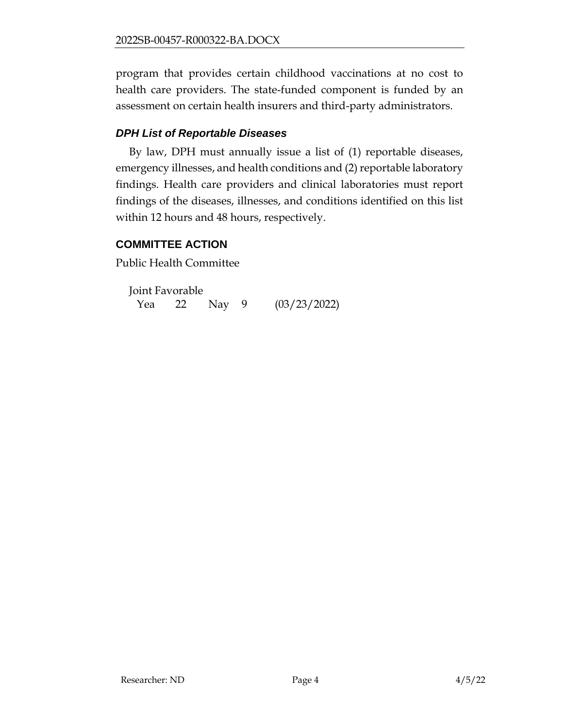program that provides certain childhood vaccinations at no cost to health care providers. The state-funded component is funded by an assessment on certain health insurers and third-party administrators.

### *DPH List of Reportable Diseases*

By law, DPH must annually issue a list of (1) reportable diseases, emergency illnesses, and health conditions and (2) reportable laboratory findings. Health care providers and clinical laboratories must report findings of the diseases, illnesses, and conditions identified on this list within 12 hours and 48 hours, respectively.

## COMMITTEE ACTION

Public Health Committee

Joint Favorable

| | | | | |
|---|---|---|---|---|
| Yea | 22 | Nay | 9 | (03/23/2022) |